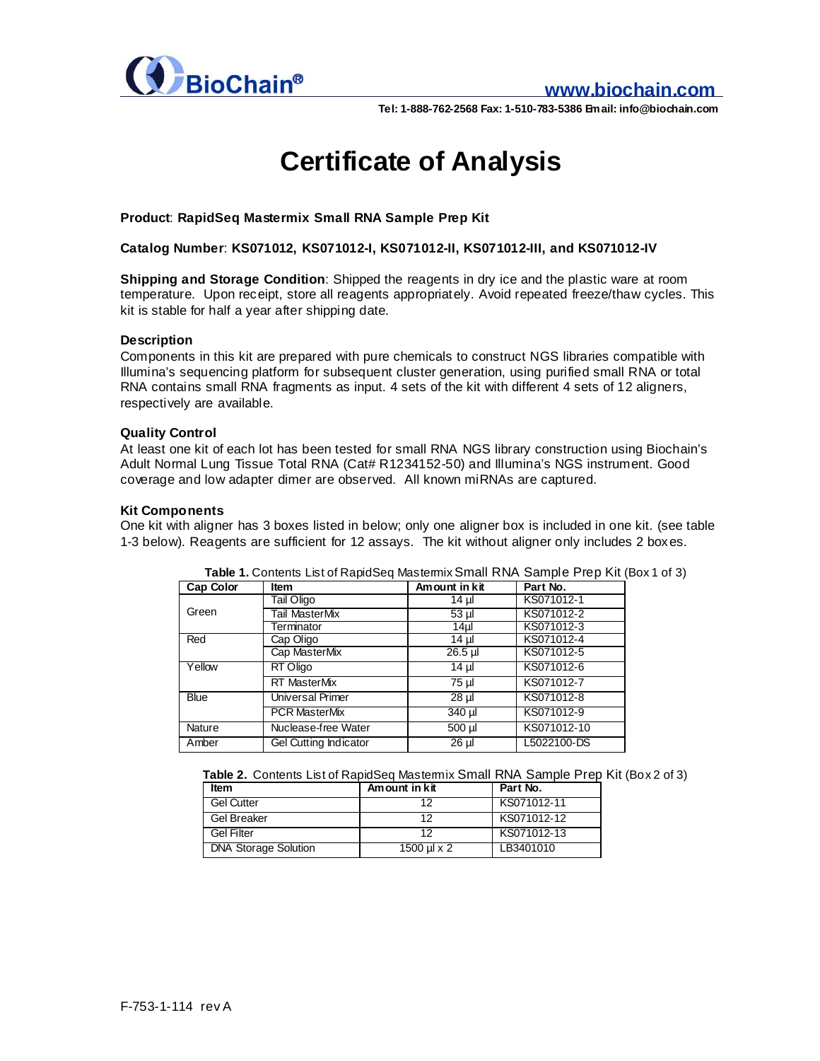BioChain®

www.biochain.com

Tel: 1-888-762-2568 Fax: 1-510-783-5386 Email: info@biochain.com

# Certificate of Analysis

**Product**: **RapidSeq Mastermix Small RNA Sample Prep Kit**

**Catalog Number**: **KS071012, KS071012-I, KS071012-II, KS071012-III, and KS071012-IV**

**Shipping and Storage Condition**: Shipped the reagents in dry ice and the plastic ware at room temperature. Upon receipt, store all reagents appropriately. Avoid repeated freeze/thaw cycles. This kit is stable for half a year after shipping date.

### Description

Components in this kit are prepared with pure chemicals to construct NGS libraries compatible with Illumina's sequencing platform for subsequent cluster generation, using purified small RNA or total RNA contains small RNA fragments as input. 4 sets of the kit with different 4 sets of 12 aligners, respectively are available.

### Quality Control

At least one kit of each lot has been tested for small RNA NGS library construction using Biochain's Adult Normal Lung Tissue Total RNA (Cat# R1234152-50) and Illumina's NGS instrument. Good coverage and low adapter dimer are observed. All known miRNAs are captured.

### Kit Components

One kit with aligner has 3 boxes listed in below; only one aligner box is included in one kit. (see table 1-3 below). Reagents are sufficient for 12 assays. The kit without aligner only includes 2 boxes.

**Table 1.** Contents List of RapidSeq Mastermix Small RNA Sample Prep Kit (Box 1 of 3)

| Cap Color | Item | Amount in kit | Part No. |
|---|---|---|---|
| Green | Tail Oligo | 14 µl | KS071012-1 |
| | Tail MasterMix | 53 µl | KS071012-2 |
| | Terminator | 14µl | KS071012-3 |
| Red | Cap Oligo | 14 µl | KS071012-4 |
| | Cap MasterMix | 26.5 µl | KS071012-5 |
| Yellow | RT Oligo | 14 µl | KS071012-6 |
| | RT MasterMix | 75 µl | KS071012-7 |
| Blue | Universal Primer | 28 µl | KS071012-8 |
| | PCR MasterMix | 340 µl | KS071012-9 |
| Nature | Nuclease-free Water | 500 µl | KS071012-10 |
| Amber | Gel Cutting Indicator | 26 µl | L5022100-DS |

**Table 2.** Contents List of RapidSeq Mastermix Small RNA Sample Prep Kit (Box 2 of 3)

| Item | Amount in kit | Part No. |
|---|---|---|
| Gel Cutter | 12 | KS071012-11 |
| Gel Breaker | 12 | KS071012-12 |
| Gel Filter | 12 | KS071012-13 |
| DNA Storage Solution | 1500 µl x 2 | LB3401010 |

F-753-1-114 rev A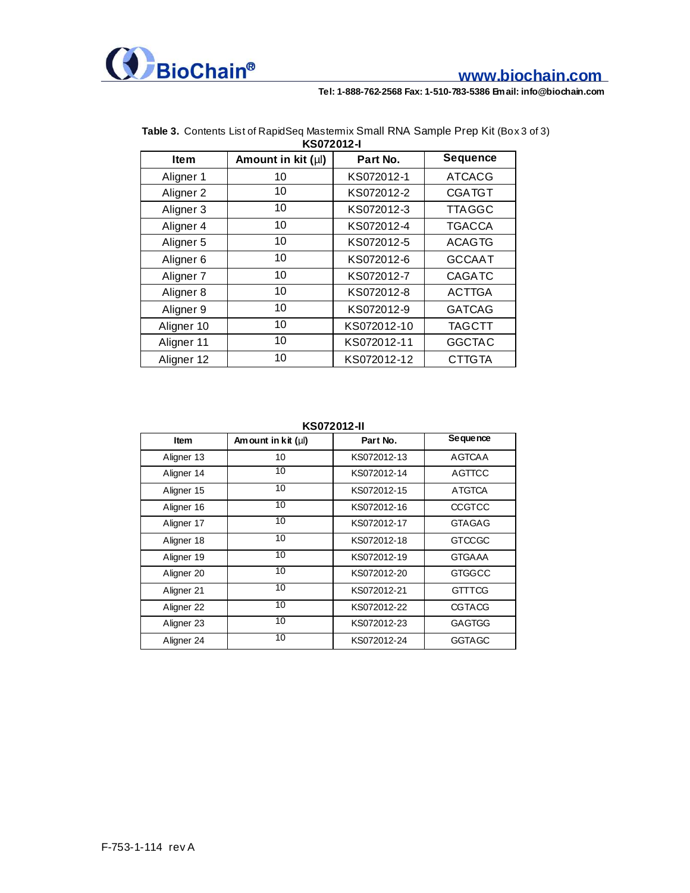**Table 3.** Contents List of RapidSeq Mastermix Small RNA Sample Prep Kit (Box 3 of 3)

**KS072012-I**

| Item | Amount in kit (µl) | Part No. | Sequence |
|---|---|---|---|
| Aligner 1 | 10 | KS072012-1 | ATCACG |
| Aligner 2 | 10 | KS072012-2 | CGATGT |
| Aligner 3 | 10 | KS072012-3 | TTAGGC |
| Aligner 4 | 10 | KS072012-4 | TGACCA |
| Aligner 5 | 10 | KS072012-5 | ACAGTG |
| Aligner 6 | 10 | KS072012-6 | GCCAAT |
| Aligner 7 | 10 | KS072012-7 | CAGATC |
| Aligner 8 | 10 | KS072012-8 | ACTTGA |
| Aligner 9 | 10 | KS072012-9 | GATCAG |
| Aligner 10 | 10 | KS072012-10 | TAGCTT |
| Aligner 11 | 10 | KS072012-11 | GGCTAC |
| Aligner 12 | 10 | KS072012-12 | CTTGTA |

**KS072012-II**

| Item | Amount in kit (µl) | Part No. | Sequence |
|---|---|---|---|
| Aligner 13 | 10 | KS072012-13 | AGTCAA |
| Aligner 14 | 10 | KS072012-14 | AGTTCC |
| Aligner 15 | 10 | KS072012-15 | ATGTCA |
| Aligner 16 | 10 | KS072012-16 | CCGTCC |
| Aligner 17 | 10 | KS072012-17 | GTAGAG |
| Aligner 18 | 10 | KS072012-18 | GTCCGC |
| Aligner 19 | 10 | KS072012-19 | GTGAAA |
| Aligner 20 | 10 | KS072012-20 | GTGGCC |
| Aligner 21 | 10 | KS072012-21 | GTTTCG |
| Aligner 22 | 10 | KS072012-22 | CGTACG |
| Aligner 23 | 10 | KS072012-23 | GAGTGG |
| Aligner 24 | 10 | KS072012-24 | GGTAGC |

F-753-1-114 rev A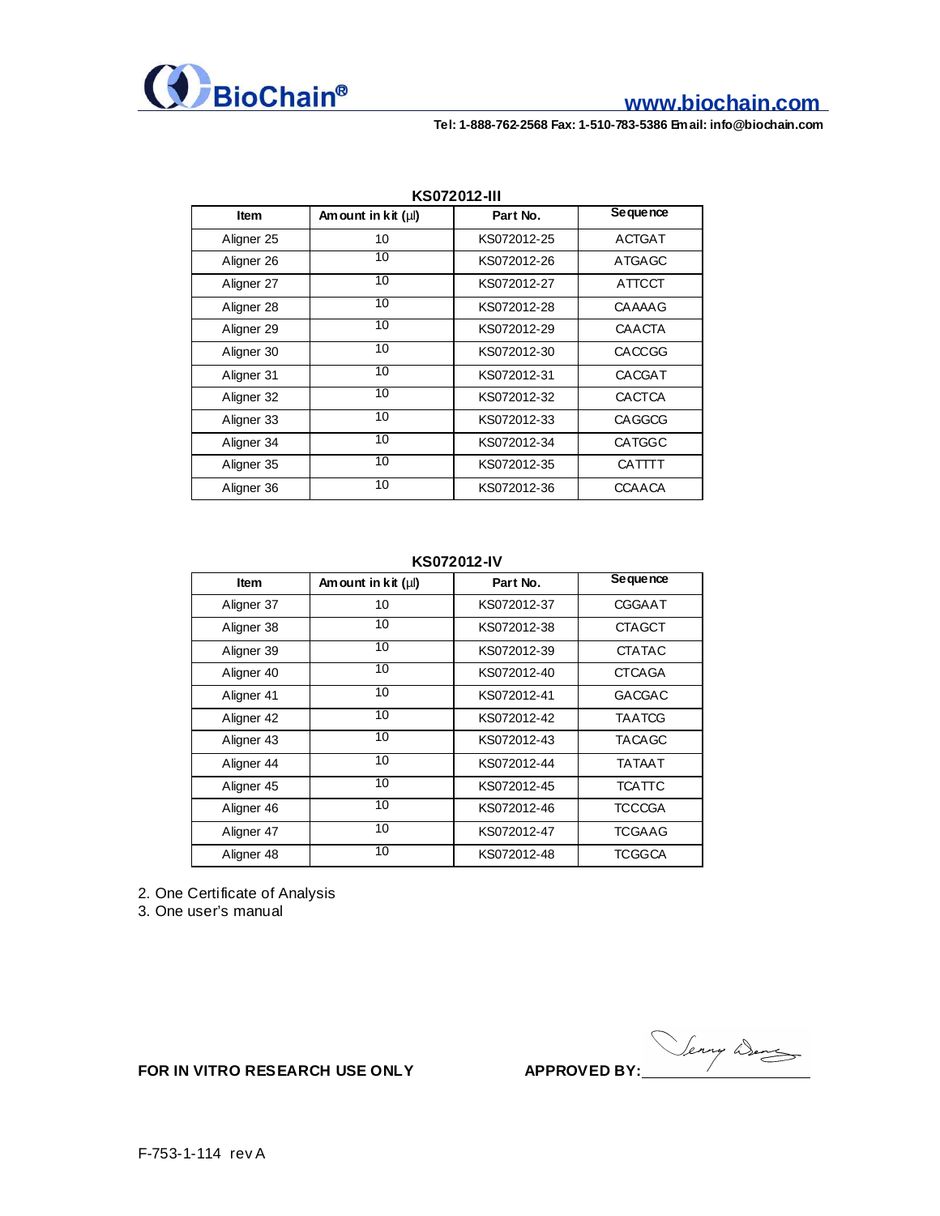**KS072012-III**

| Item | Amount in kit (µl) | Part No. | Sequence |
|---|---|---|---|
| Aligner 25 | 10 | KS072012-25 | ACTGAT |
| Aligner 26 | 10 | KS072012-26 | ATGAGC |
| Aligner 27 | 10 | KS072012-27 | ATTCCT |
| Aligner 28 | 10 | KS072012-28 | CAAAAG |
| Aligner 29 | 10 | KS072012-29 | CAACTA |
| Aligner 30 | 10 | KS072012-30 | CACCGG |
| Aligner 31 | 10 | KS072012-31 | CACGAT |
| Aligner 32 | 10 | KS072012-32 | CACTCA |
| Aligner 33 | 10 | KS072012-33 | CAGGCG |
| Aligner 34 | 10 | KS072012-34 | CATGGC |
| Aligner 35 | 10 | KS072012-35 | CATTTT |
| Aligner 36 | 10 | KS072012-36 | CCAACA |

**KS072012-IV**

| Item | Amount in kit (µl) | Part No. | Sequence |
|---|---|---|---|
| Aligner 37 | 10 | KS072012-37 | CGGAAT |
| Aligner 38 | 10 | KS072012-38 | CTAGCT |
| Aligner 39 | 10 | KS072012-39 | CTATAC |
| Aligner 40 | 10 | KS072012-40 | CTCAGA |
| Aligner 41 | 10 | KS072012-41 | GACGAC |
| Aligner 42 | 10 | KS072012-42 | TAATCG |
| Aligner 43 | 10 | KS072012-43 | TACAGC |
| Aligner 44 | 10 | KS072012-44 | TATAAT |
| Aligner 45 | 10 | KS072012-45 | TCATTC |
| Aligner 46 | 10 | KS072012-46 | TCCCGA |
| Aligner 47 | 10 | KS072012-47 | TCGAAG |
| Aligner 48 | 10 | KS072012-48 | TCGGCA |

2. One Certificate of Analysis
3. One user's manual

**FOR IN VITRO RESEARCH USE ONLY** **APPROVED BY:** ______________

F-753-1-114 rev A